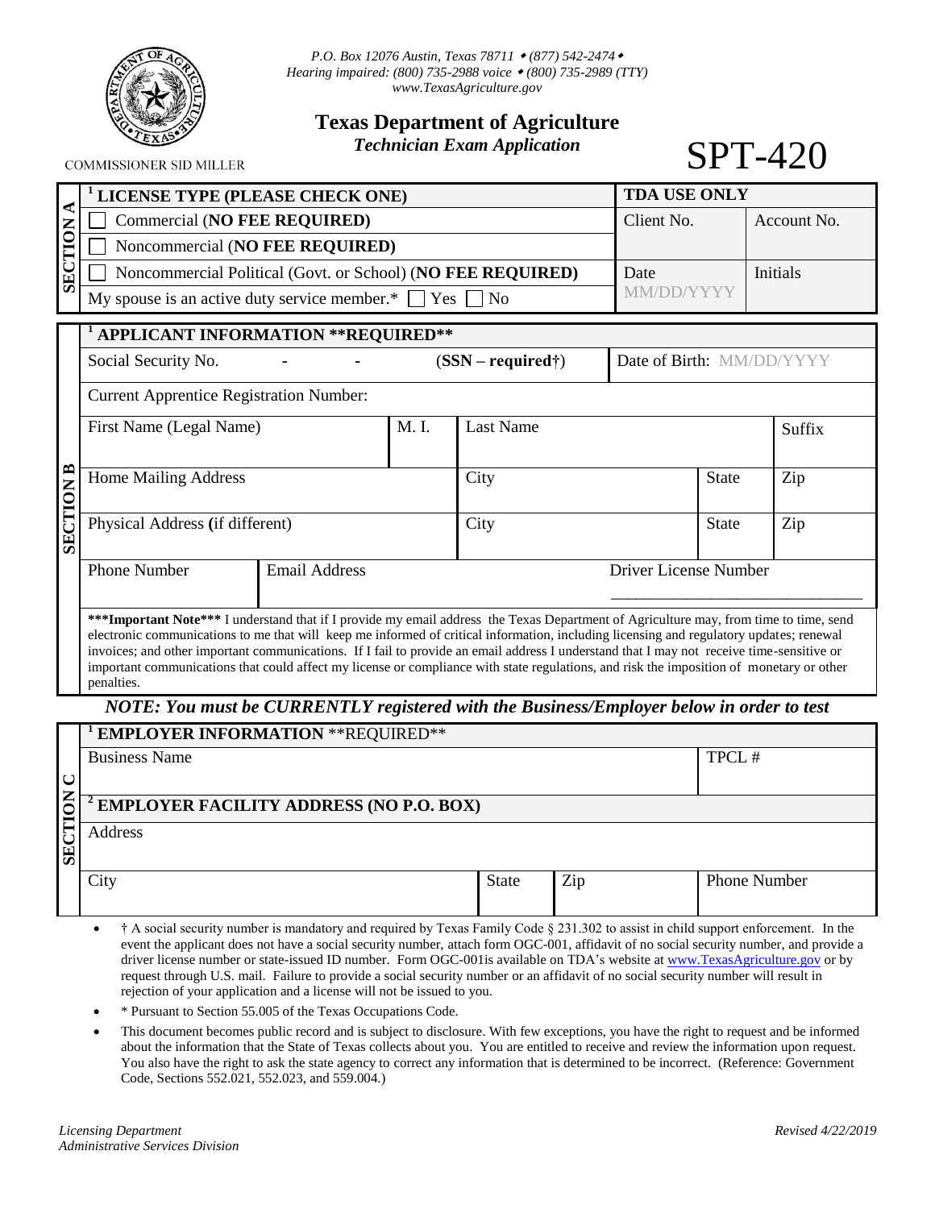P.O. Box 12076 Austin, Texas 78711 • (877) 542-2474 •
Hearing impaired: (800) 735-2988 voice • (800) 735-2989 (TTY)
www.TexasAgriculture.gov

COMMISSIONER SID MILLER

# Texas Department of Agriculture

## *Technician Exam Application*

# SPT-420

**SECTION A**

| [1] LICENSE TYPE (PLEASE CHECK ONE) | TDA USE ONLY | |
|---|---|---|
| ☐ Commercial (**NO FEE REQUIRED)** | Client No. | Account No. |
| ☐ Noncommercial (**NO FEE REQUIRED)** | | |
| ☐ Noncommercial Political (Govt. or School) (**NO FEE REQUIRED)** | Date MM/DD/YYYY | Initials |
| My spouse is an active duty service member.* ☐ Yes ☐ No | | |

**SECTION B**

| [1] APPLICANT INFORMATION **REQUIRED** | | | | | |
|---|---|---|---|---|---|
| Social Security No. - - (**SSN – required†**) | | | | Date of Birth: MM/DD/YYYY | |
| Current Apprentice Registration Number: | | | | | |
| First Name (Legal Name) | M. I. | Last Name | | | Suffix |
| Home Mailing Address | | City | | State | Zip |
| Physical Address (if different) | | City | | State | Zip |
| Phone Number | Email Address | | Driver License Number | | |

*****Important Note***** I understand that if I provide my email address the Texas Department of Agriculture may, from time to time, send electronic communications to me that will keep me informed of critical information, including licensing and regulatory updates; renewal invoices; and other important communications. If I fail to provide an email address I understand that I may not receive time-sensitive or important communications that could affect my license or compliance with state regulations, and risk the imposition of monetary or other penalties.

***NOTE: You must be CURRENTLY registered with the Business/Employer below in order to test***

**SECTION C**

| [1] EMPLOYER INFORMATION **REQUIRED** | | | |
|---|---|---|---|
| Business Name | | | TPCL # |
| [2] **EMPLOYER FACILITY ADDRESS (NO P.O. BOX)** | | | |
| Address | | | |
| City | State | Zip | Phone Number |

- † A social security number is mandatory and required by Texas Family Code § 231.302 to assist in child support enforcement. In the event the applicant does not have a social security number, attach form OGC-001, affidavit of no social security number, and provide a driver license number or state-issued ID number. Form OGC-001is available on TDA's website at www.TexasAgriculture.gov or by request through U.S. mail. Failure to provide a social security number or an affidavit of no social security number will result in rejection of your application and a license will not be issued to you.
- * Pursuant to Section 55.005 of the Texas Occupations Code.
- This document becomes public record and is subject to disclosure. With few exceptions, you have the right to request and be informed about the information that the State of Texas collects about you. You are entitled to receive and review the information upon request. You also have the right to ask the state agency to correct any information that is determined to be incorrect. (Reference: Government Code, Sections 552.021, 552.023, and 559.004.)

*Licensing Department*
*Administrative Services Division*

*Revised 4/22/2019*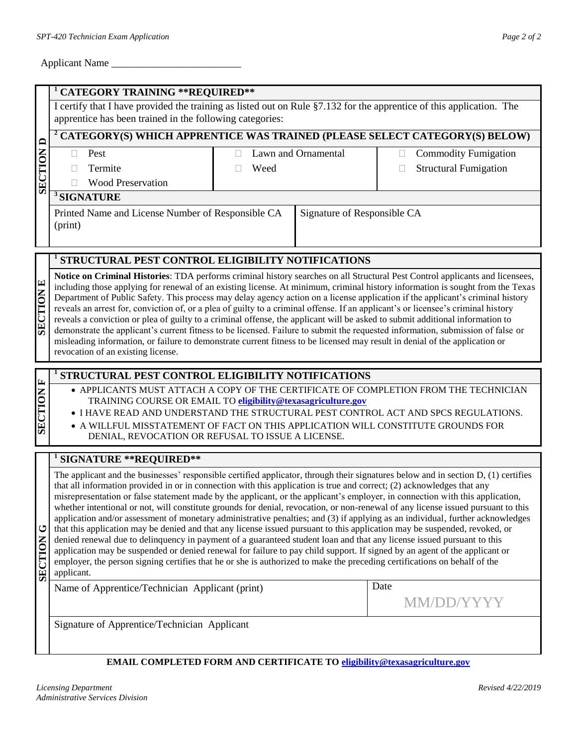Applicant Name _________________________

## SECTION D

**[1] CATEGORY TRAINING **REQUIRED****

I certify that I have provided the training as listed out on Rule §7.132 for the apprentice of this application. The apprentice has been trained in the following categories:

**[2] CATEGORY(S) WHICH APPRENTICE WAS TRAINED (PLEASE SELECT CATEGORY(S) BELOW)**

| | | |
|---|---|---|
| ☐ Pest | ☐ Lawn and Ornamental | ☐ Commodity Fumigation |
| ☐ Termite | ☐ Weed | ☐ Structural Fumigation |
| ☐ Wood Preservation | | |

**[3] SIGNATURE**

| | |
|---|---|
| Printed Name and License Number of Responsible CA (print) | Signature of Responsible CA |

## SECTION E

**[1] STRUCTURAL PEST CONTROL ELIGIBILITY NOTIFICATIONS**

**Notice on Criminal Histories**: TDA performs criminal history searches on all Structural Pest Control applicants and licensees, including those applying for renewal of an existing license. At minimum, criminal history information is sought from the Texas Department of Public Safety. This process may delay agency action on a license application if the applicant's criminal history reveals an arrest for, conviction of, or a plea of guilty to a criminal offense. If an applicant's or licensee's criminal history reveals a conviction or plea of guilty to a criminal offense, the applicant will be asked to submit additional information to demonstrate the applicant's current fitness to be licensed. Failure to submit the requested information, submission of false or misleading information, or failure to demonstrate current fitness to be licensed may result in denial of the application or revocation of an existing license.

## SECTION F

**[1] STRUCTURAL PEST CONTROL ELIGIBILITY NOTIFICATIONS**

- APPLICANTS MUST ATTACH A COPY OF THE CERTIFICATE OF COMPLETION FROM THE TECHNICIAN TRAINING COURSE OR EMAIL TO **eligibility@texasagriculture.gov**
- I HAVE READ AND UNDERSTAND THE STRUCTURAL PEST CONTROL ACT AND SPCS REGULATIONS.
- A WILLFUL MISSTATEMENT OF FACT ON THIS APPLICATION WILL CONSTITUTE GROUNDS FOR DENIAL, REVOCATION OR REFUSAL TO ISSUE A LICENSE.

## SECTION G

**[1] SIGNATURE **REQUIRED****

The applicant and the businesses' responsible certified applicator, through their signatures below and in section D, (1) certifies that all information provided in or in connection with this application is true and correct; (2) acknowledges that any misrepresentation or false statement made by the applicant, or the applicant's employer, in connection with this application, whether intentional or not, will constitute grounds for denial, revocation, or non-renewal of any license issued pursuant to this application and/or assessment of monetary administrative penalties; and (3) if applying as an individual, further acknowledges that this application may be denied and that any license issued pursuant to this application may be suspended, revoked, or denied renewal due to delinquency in payment of a guaranteed student loan and that any license issued pursuant to this application may be suspended or denied renewal for failure to pay child support. If signed by an agent of the applicant or employer, the person signing certifies that he or she is authorized to make the preceding certifications on behalf of the applicant.

| | |
|---|---|
| Name of Apprentice/Technician Applicant (print) | Date MM/DD/YYYY |
| Signature of Apprentice/Technician Applicant | |

**EMAIL COMPLETED FORM AND CERTIFICATE TO eligibility@texasagriculture.gov**

*Licensing Department*
*Administrative Services Division*

*Revised 4/22/2019*